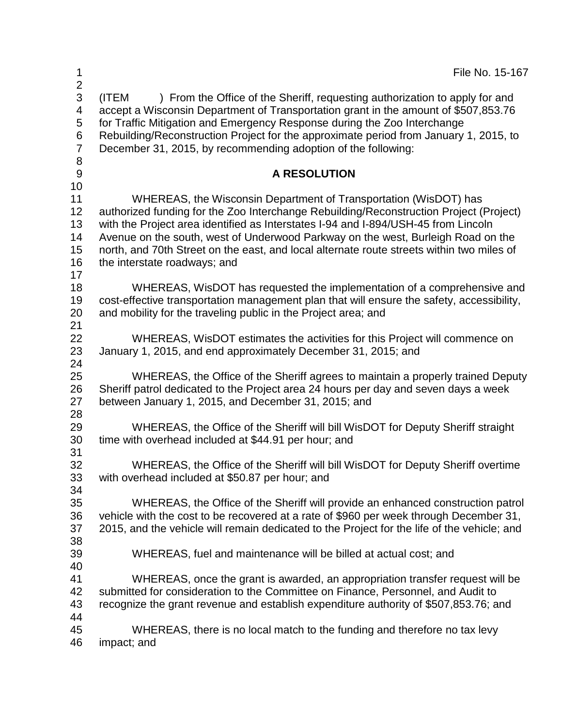File No. 15-167

(ITEM ) From the Office of the Sheriff, requesting authorization to apply for and accept a Wisconsin Department of Transportation grant in the amount of $507,853.76 for Traffic Mitigation and Emergency Response during the Zoo Interchange Rebuilding/Reconstruction Project for the approximate period from January 1, 2015, to December 31, 2015, by recommending adoption of the following:

**A RESOLUTION**

WHEREAS, the Wisconsin Department of Transportation (WisDOT) has authorized funding for the Zoo Interchange Rebuilding/Reconstruction Project (Project) with the Project area identified as Interstates I-94 and I-894/USH-45 from Lincoln Avenue on the south, west of Underwood Parkway on the west, Burleigh Road on the north, and 70th Street on the east, and local alternate route streets within two miles of the interstate roadways; and

WHEREAS, WisDOT has requested the implementation of a comprehensive and cost-effective transportation management plan that will ensure the safety, accessibility, and mobility for the traveling public in the Project area; and

WHEREAS, WisDOT estimates the activities for this Project will commence on January 1, 2015, and end approximately December 31, 2015; and

WHEREAS, the Office of the Sheriff agrees to maintain a properly trained Deputy Sheriff patrol dedicated to the Project area 24 hours per day and seven days a week between January 1, 2015, and December 31, 2015; and

WHEREAS, the Office of the Sheriff will bill WisDOT for Deputy Sheriff straight time with overhead included at $44.91 per hour; and

WHEREAS, the Office of the Sheriff will bill WisDOT for Deputy Sheriff overtime with overhead included at $50.87 per hour; and

WHEREAS, the Office of the Sheriff will provide an enhanced construction patrol vehicle with the cost to be recovered at a rate of $960 per week through December 31, 2015, and the vehicle will remain dedicated to the Project for the life of the vehicle; and

WHEREAS, fuel and maintenance will be billed at actual cost; and

WHEREAS, once the grant is awarded, an appropriation transfer request will be submitted for consideration to the Committee on Finance, Personnel, and Audit to recognize the grant revenue and establish expenditure authority of $507,853.76; and

WHEREAS, there is no local match to the funding and therefore no tax levy impact; and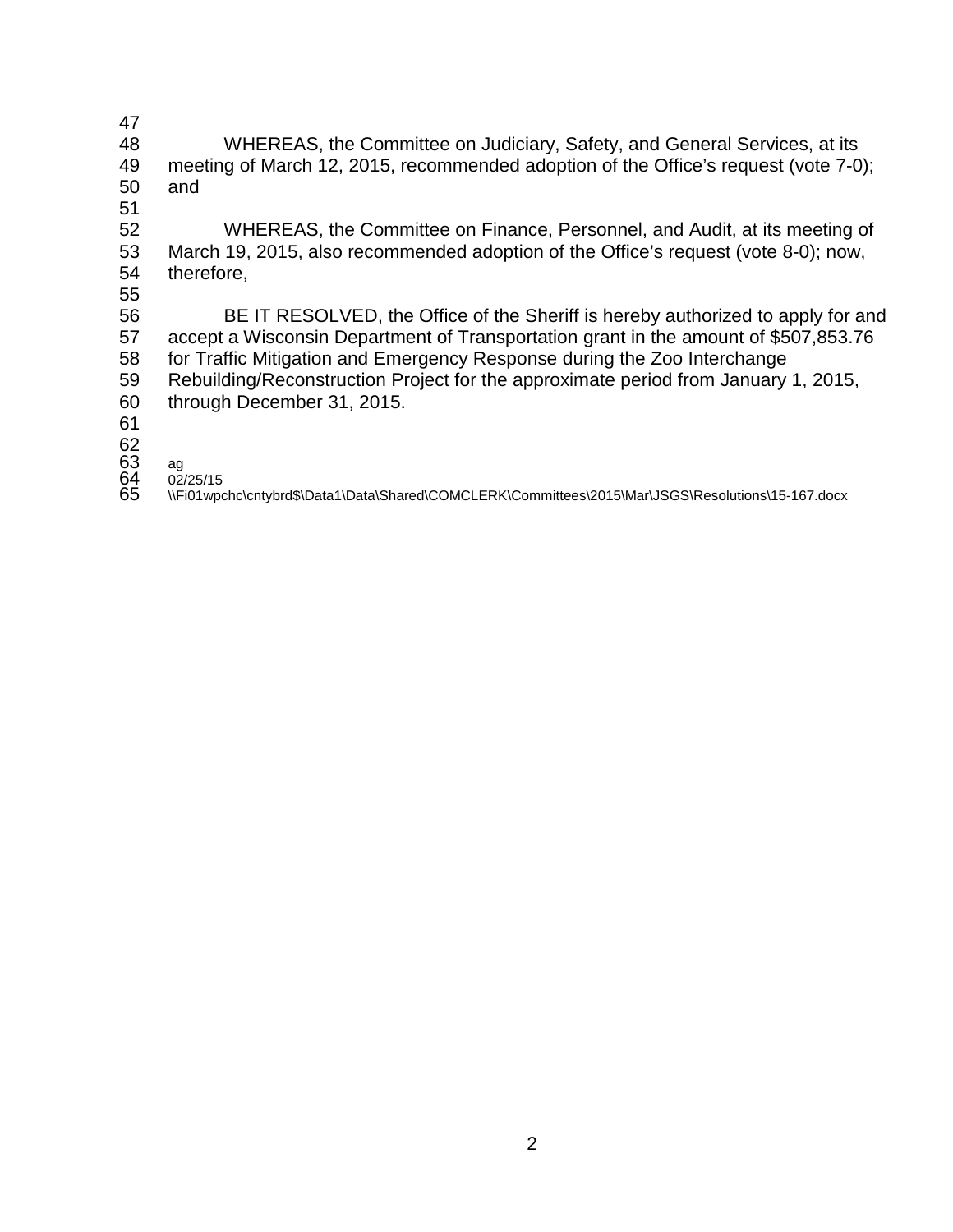WHEREAS, the Committee on Judiciary, Safety, and General Services, at its meeting of March 12, 2015, recommended adoption of the Office's request (vote 7-0); and

WHEREAS, the Committee on Finance, Personnel, and Audit, at its meeting of March 19, 2015, also recommended adoption of the Office's request (vote 8-0); now, therefore,

BE IT RESOLVED, the Office of the Sheriff is hereby authorized to apply for and accept a Wisconsin Department of Transportation grant in the amount of $507,853.76 for Traffic Mitigation and Emergency Response during the Zoo Interchange Rebuilding/Reconstruction Project for the approximate period from January 1, 2015, through December 31, 2015.

ag
02/25/15
\\Fi01wpchc\cntybrd$\Data1\Data\Shared\COMCLERK\Committees\2015\Mar\JSGS\Resolutions\15-167.docx